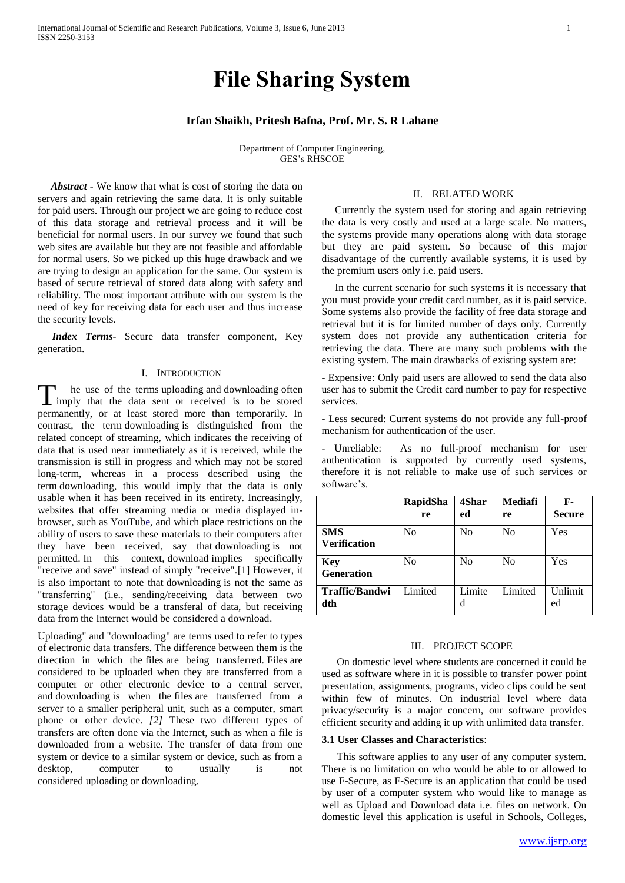# File Sharing System

**Irfan Shaikh, Pritesh Bafna, Prof. Mr. S. R Lahane**

Department of Computer Engineering,
GES's RHSCOE

***Abstract*** - We know that what is cost of storing the data on servers and again retrieving the same data. It is only suitable for paid users. Through our project we are going to reduce cost of this data storage and retrieval process and it will be beneficial for normal users. In our survey we found that such web sites are available but they are not feasible and affordable for normal users. So we picked up this huge drawback and we are trying to design an application for the same. Our system is based of secure retrieval of stored data along with safety and reliability. The most important attribute with our system is the need of key for receiving data for each user and thus increase the security levels.

***Index Terms***- Secure data transfer component, Key generation.

## I. Introduction

The use of the terms uploading and downloading often imply that the data sent or received is to be stored permanently, or at least stored more than temporarily. In contrast, the term downloading is distinguished from the related concept of streaming, which indicates the receiving of data that is used near immediately as it is received, while the transmission is still in progress and which may not be stored long-term, whereas in a process described using the term downloading, this would imply that the data is only usable when it has been received in its entirety. Increasingly, websites that offer streaming media or media displayed in-browser, such as YouTube, and which place restrictions on the ability of users to save these materials to their computers after they have been received, say that downloading is not permitted. In this context, download implies specifically "receive and save" instead of simply "receive".[1] However, it is also important to note that downloading is not the same as "transferring" (i.e., sending/receiving data between two storage devices would be a transferal of data, but receiving data from the Internet would be considered a download.

Uploading" and "downloading" are terms used to refer to types of electronic data transfers. The difference between them is the direction in which the files are being transferred. Files are considered to be uploaded when they are transferred from a computer or other electronic device to a central server, and downloading is when the files are transferred from a server to a smaller peripheral unit, such as a computer, smart phone or other device. *[2]* These two different types of transfers are often done via the Internet, such as when a file is downloaded from a website. The transfer of data from one system or device to a similar system or device, such as from a desktop, computer to usually is not considered uploading or downloading.

## II. Related Work

Currently the system used for storing and again retrieving the data is very costly and used at a large scale. No matters, the systems provide many operations along with data storage but they are paid system. So because of this major disadvantage of the currently available systems, it is used by the premium users only i.e. paid users.

In the current scenario for such systems it is necessary that you must provide your credit card number, as it is paid service. Some systems also provide the facility of free data storage and retrieval but it is for limited number of days only. Currently system does not provide any authentication criteria for retrieving the data. There are many such problems with the existing system. The main drawbacks of existing system are:

- Expensive: Only paid users are allowed to send the data also user has to submit the Credit card number to pay for respective services.

- Less secured: Current systems do not provide any full-proof mechanism for authentication of the user.

- Unreliable: As no full-proof mechanism for user authentication is supported by currently used systems, therefore it is not reliable to make use of such services or software's.

| | **RapidShare** | **4Shared** | **Mediafire** | **F-Secure** |
|---|---|---|---|---|
| **SMS Verification** | No | No | No | Yes |
| **Key Generation** | No | No | No | Yes |
| **Traffic/Bandwidth** | Limited | Limited | Limited | Unlimited |

## III. Project Scope

On domestic level where students are concerned it could be used as software where in it is possible to transfer power point presentation, assignments, programs, video clips could be sent within few of minutes. On industrial level where data privacy/security is a major concern, our software provides efficient security and adding it up with unlimited data transfer.

### 3.1 User Classes and Characteristics:

This software applies to any user of any computer system. There is no limitation on who would be able to or allowed to use F-Secure, as F-Secure is an application that could be used by user of a computer system who would like to manage as well as Upload and Download data i.e. files on network. On domestic level this application is useful in Schools, Colleges,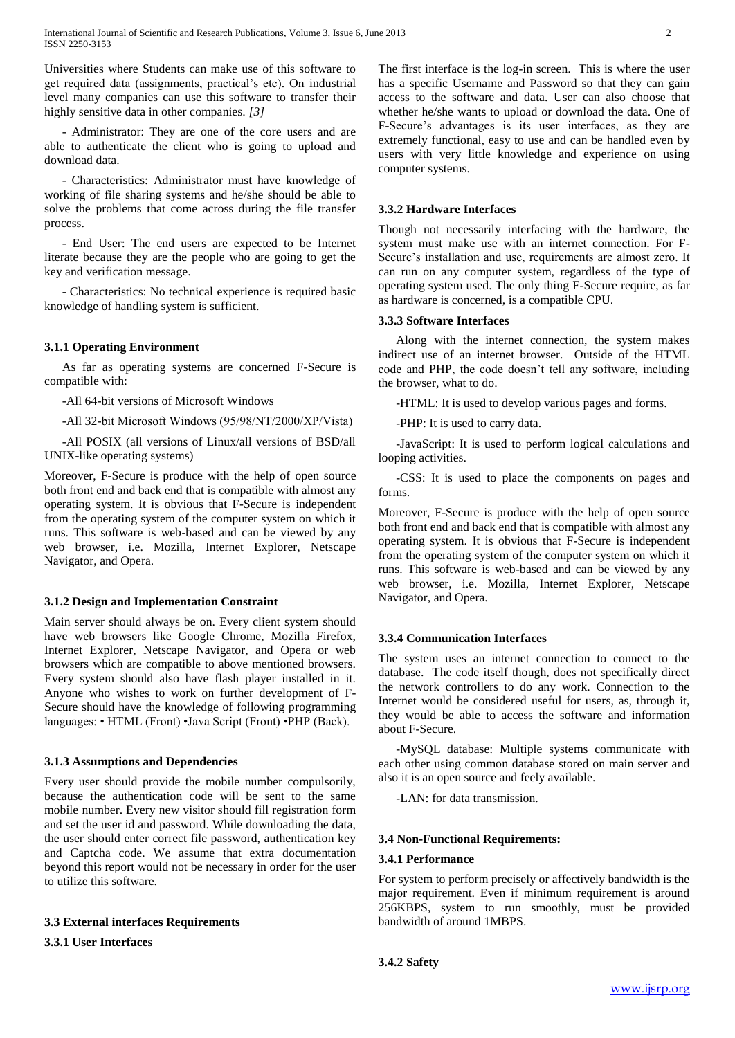Universities where Students can make use of this software to get required data (assignments, practical's etc). On industrial level many companies can use this software to transfer their highly sensitive data in other companies. *[3]*

- Administrator: They are one of the core users and are able to authenticate the client who is going to upload and download data.

- Characteristics: Administrator must have knowledge of working of file sharing systems and he/she should be able to solve the problems that come across during the file transfer process.

- End User: The end users are expected to be Internet literate because they are the people who are going to get the key and verification message.

- Characteristics: No technical experience is required basic knowledge of handling system is sufficient.

### 3.1.1 Operating Environment

As far as operating systems are concerned F-Secure is compatible with:

-All 64-bit versions of Microsoft Windows

-All 32-bit Microsoft Windows (95/98/NT/2000/XP/Vista)

-All POSIX (all versions of Linux/all versions of BSD/all UNIX-like operating systems)

Moreover, F-Secure is produce with the help of open source both front end and back end that is compatible with almost any operating system. It is obvious that F-Secure is independent from the operating system of the computer system on which it runs. This software is web-based and can be viewed by any web browser, i.e. Mozilla, Internet Explorer, Netscape Navigator, and Opera.

### 3.1.2 Design and Implementation Constraint

Main server should always be on. Every client system should have web browsers like Google Chrome, Mozilla Firefox, Internet Explorer, Netscape Navigator, and Opera or web browsers which are compatible to above mentioned browsers. Every system should also have flash player installed in it. Anyone who wishes to work on further development of F-Secure should have the knowledge of following programming languages: • HTML (Front) •Java Script (Front) •PHP (Back).

### 3.1.3 Assumptions and Dependencies

Every user should provide the mobile number compulsorily, because the authentication code will be sent to the same mobile number. Every new visitor should fill registration form and set the user id and password. While downloading the data, the user should enter correct file password, authentication key and Captcha code. We assume that extra documentation beyond this report would not be necessary in order for the user to utilize this software.

### 3.3 External interfaces Requirements

### 3.3.1 User Interfaces

The first interface is the log-in screen. This is where the user has a specific Username and Password so that they can gain access to the software and data. User can also choose that whether he/she wants to upload or download the data. One of F-Secure's advantages is its user interfaces, as they are extremely functional, easy to use and can be handled even by users with very little knowledge and experience on using computer systems.

### 3.3.2 Hardware Interfaces

Though not necessarily interfacing with the hardware, the system must make use with an internet connection. For F-Secure's installation and use, requirements are almost zero. It can run on any computer system, regardless of the type of operating system used. The only thing F-Secure require, as far as hardware is concerned, is a compatible CPU.

### 3.3.3 Software Interfaces

Along with the internet connection, the system makes indirect use of an internet browser. Outside of the HTML code and PHP, the code doesn't tell any software, including the browser, what to do.

-HTML: It is used to develop various pages and forms.

-PHP: It is used to carry data.

-JavaScript: It is used to perform logical calculations and looping activities.

-CSS: It is used to place the components on pages and forms.

Moreover, F-Secure is produce with the help of open source both front end and back end that is compatible with almost any operating system. It is obvious that F-Secure is independent from the operating system of the computer system on which it runs. This software is web-based and can be viewed by any web browser, i.e. Mozilla, Internet Explorer, Netscape Navigator, and Opera.

### 3.3.4 Communication Interfaces

The system uses an internet connection to connect to the database. The code itself though, does not specifically direct the network controllers to do any work. Connection to the Internet would be considered useful for users, as, through it, they would be able to access the software and information about F-Secure.

-MySQL database: Multiple systems communicate with each other using common database stored on main server and also it is an open source and feely available.

-LAN: for data transmission.

### 3.4 Non-Functional Requirements:

### 3.4.1 Performance

For system to perform precisely or affectively bandwidth is the major requirement. Even if minimum requirement is around 256KBPS, system to run smoothly, must be provided bandwidth of around 1MBPS.

### 3.4.2 Safety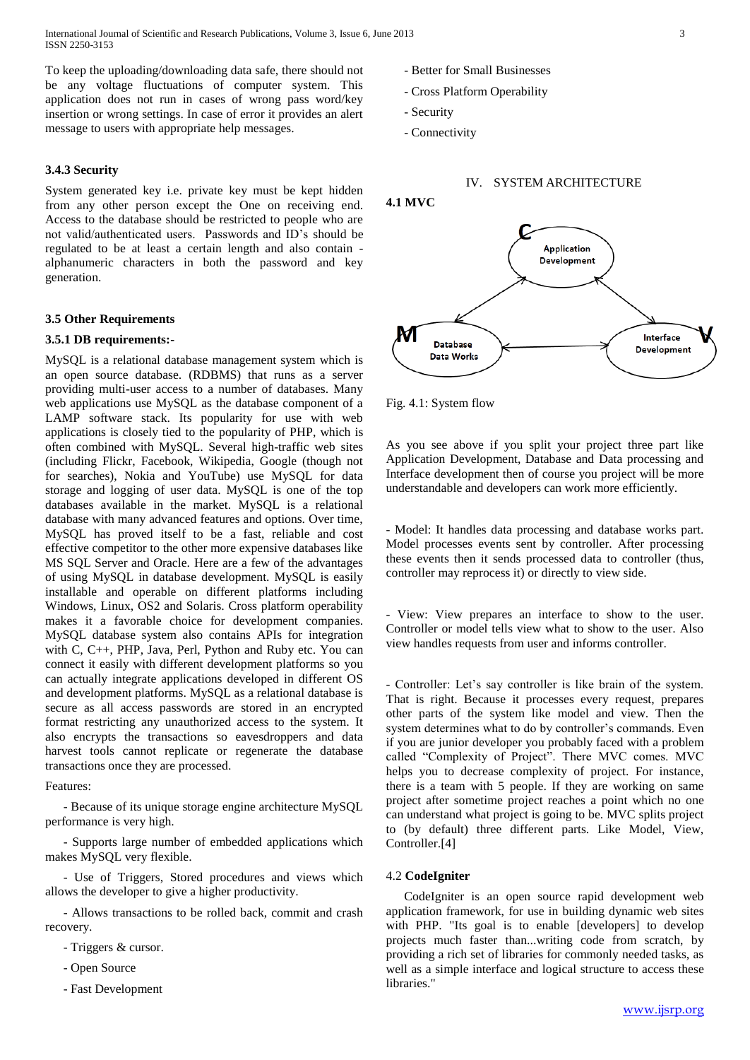To keep the uploading/downloading data safe, there should not be any voltage fluctuations of computer system. This application does not run in cases of wrong pass word/key insertion or wrong settings. In case of error it provides an alert message to users with appropriate help messages.

### 3.4.3 Security

System generated key i.e. private key must be kept hidden from any other person except the One on receiving end. Access to the database should be restricted to people who are not valid/authenticated users. Passwords and ID's should be regulated to be at least a certain length and also contain - alphanumeric characters in both the password and key generation.

### 3.5 Other Requirements

### 3.5.1 DB requirements:-

MySQL is a relational database management system which is an open source database. (RDBMS) that runs as a server providing multi-user access to a number of databases. Many web applications use MySQL as the database component of a LAMP software stack. Its popularity for use with web applications is closely tied to the popularity of PHP, which is often combined with MySQL. Several high-traffic web sites (including Flickr, Facebook, Wikipedia, Google (though not for searches), Nokia and YouTube) use MySQL for data storage and logging of user data. MySQL is one of the top databases available in the market. MySQL is a relational database with many advanced features and options. Over time, MySQL has proved itself to be a fast, reliable and cost effective competitor to the other more expensive databases like MS SQL Server and Oracle. Here are a few of the advantages of using MySQL in database development. MySQL is easily installable and operable on different platforms including Windows, Linux, OS2 and Solaris. Cross platform operability makes it a favorable choice for development companies. MySQL database system also contains APIs for integration with C, C++, PHP, Java, Perl, Python and Ruby etc. You can connect it easily with different development platforms so you can actually integrate applications developed in different OS and development platforms. MySQL as a relational database is secure as all access passwords are stored in an encrypted format restricting any unauthorized access to the system. It also encrypts the transactions so eavesdroppers and data harvest tools cannot replicate or regenerate the database transactions once they are processed.

Features:

- Because of its unique storage engine architecture MySQL performance is very high.
- Supports large number of embedded applications which makes MySQL very flexible.
- Use of Triggers, Stored procedures and views which allows the developer to give a higher productivity.
- Allows transactions to be rolled back, commit and crash recovery.
- Triggers & cursor.
- Open Source
- Fast Development
- Better for Small Businesses
- Cross Platform Operability
- Security
- Connectivity

## IV. SYSTEM ARCHITECTURE

### 4.1 MVC

Fig. 4.1: System flow

As you see above if you split your project three part like Application Development, Database and Data processing and Interface development then of course you project will be more understandable and developers can work more efficiently.

- Model: It handles data processing and database works part. Model processes events sent by controller. After processing these events then it sends processed data to controller (thus, controller may reprocess it) or directly to view side.

- View: View prepares an interface to show to the user. Controller or model tells view what to show to the user. Also view handles requests from user and informs controller.

- Controller: Let's say controller is like brain of the system. That is right. Because it processes every request, prepares other parts of the system like model and view. Then the system determines what to do by controller's commands. Even if you are junior developer you probably faced with a problem called "Complexity of Project". There MVC comes. MVC helps you to decrease complexity of project. For instance, there is a team with 5 people. If they are working on same project after sometime project reaches a point which no one can understand what project is going to be. MVC splits project to (by default) three different parts. Like Model, View, Controller.[4]

### 4.2 **CodeIgniter**

CodeIgniter is an open source rapid development web application framework, for use in building dynamic web sites with PHP. "Its goal is to enable [developers] to develop projects much faster than...writing code from scratch, by providing a rich set of libraries for commonly needed tasks, as well as a simple interface and logical structure to access these libraries."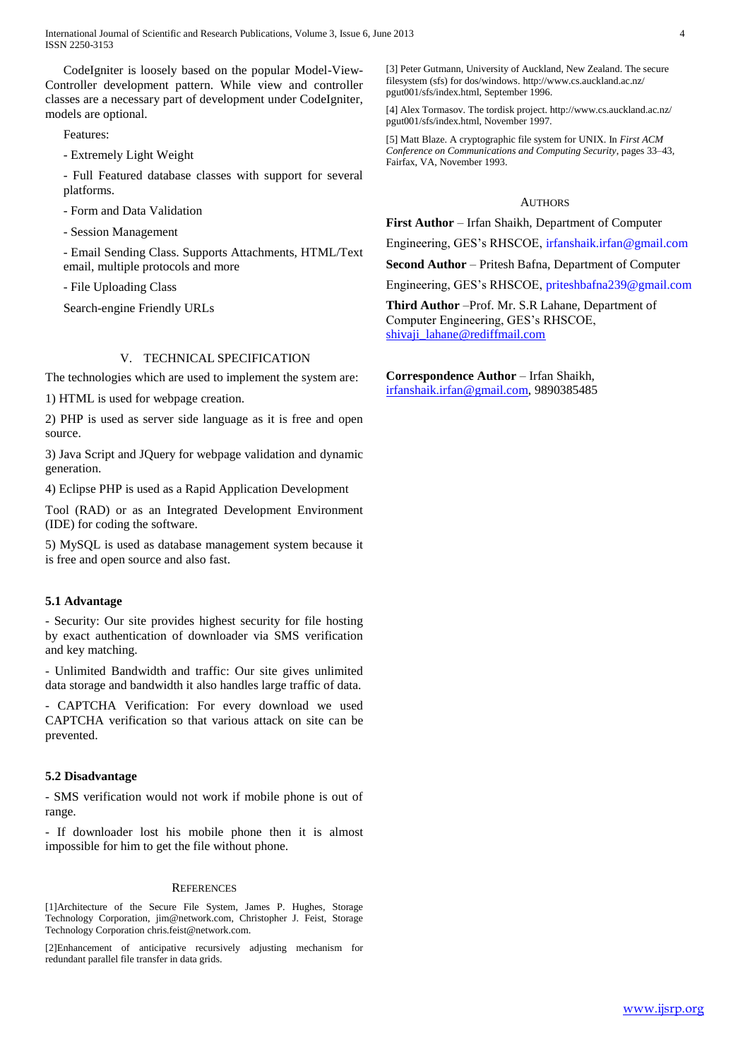CodeIgniter is loosely based on the popular Model-View-Controller development pattern. While view and controller classes are a necessary part of development under CodeIgniter, models are optional.

Features:

- Extremely Light Weight

- Full Featured database classes with support for several platforms.

- Form and Data Validation

- Session Management

- Email Sending Class. Supports Attachments, HTML/Text email, multiple protocols and more

- File Uploading Class

Search-engine Friendly URLs

## V. TECHNICAL SPECIFICATION

The technologies which are used to implement the system are:

1) HTML is used for webpage creation.

2) PHP is used as server side language as it is free and open source.

3) Java Script and JQuery for webpage validation and dynamic generation.

4) Eclipse PHP is used as a Rapid Application Development

Tool (RAD) or as an Integrated Development Environment (IDE) for coding the software.

5) MySQL is used as database management system because it is free and open source and also fast.

### 5.1 Advantage

- Security: Our site provides highest security for file hosting by exact authentication of downloader via SMS verification and key matching.

- Unlimited Bandwidth and traffic: Our site gives unlimited data storage and bandwidth it also handles large traffic of data.

- CAPTCHA Verification: For every download we used CAPTCHA verification so that various attack on site can be prevented.

### 5.2 Disadvantage

- SMS verification would not work if mobile phone is out of range.

- If downloader lost his mobile phone then it is almost impossible for him to get the file without phone.

## REFERENCES

[1]Architecture of the Secure File System, James P. Hughes, Storage Technology Corporation, jim@network.com, Christopher J. Feist, Storage Technology Corporation chris.feist@network.com.

[2]Enhancement of anticipative recursively adjusting mechanism for redundant parallel file transfer in data grids.

[3] Peter Gutmann, University of Auckland, New Zealand. The secure filesystem (sfs) for dos/windows. http://www.cs.auckland.ac.nz/pgut001/sfs/index.html, September 1996.

[4] Alex Tormasov. The tordisk project. http://www.cs.auckland.ac.nz/pgut001/sfs/index.html, November 1997.

[5] Matt Blaze. A cryptographic file system for UNIX. In *First ACM Conference on Communications and Computing Security*, pages 33–43, Fairfax, VA, November 1993.

## AUTHORS

**First Author** – Irfan Shaikh, Department of Computer Engineering, GES's RHSCOE, irfanshaik.irfan@gmail.com

**Second Author** – Pritesh Bafna, Department of Computer Engineering, GES's RHSCOE, priteshbafna239@gmail.com

**Third Author** –Prof. Mr. S.R Lahane, Department of Computer Engineering, GES's RHSCOE, shivaji_lahane@rediffmail.com

**Correspondence Author** – Irfan Shaikh, irfanshaik.irfan@gmail.com, 9890385485